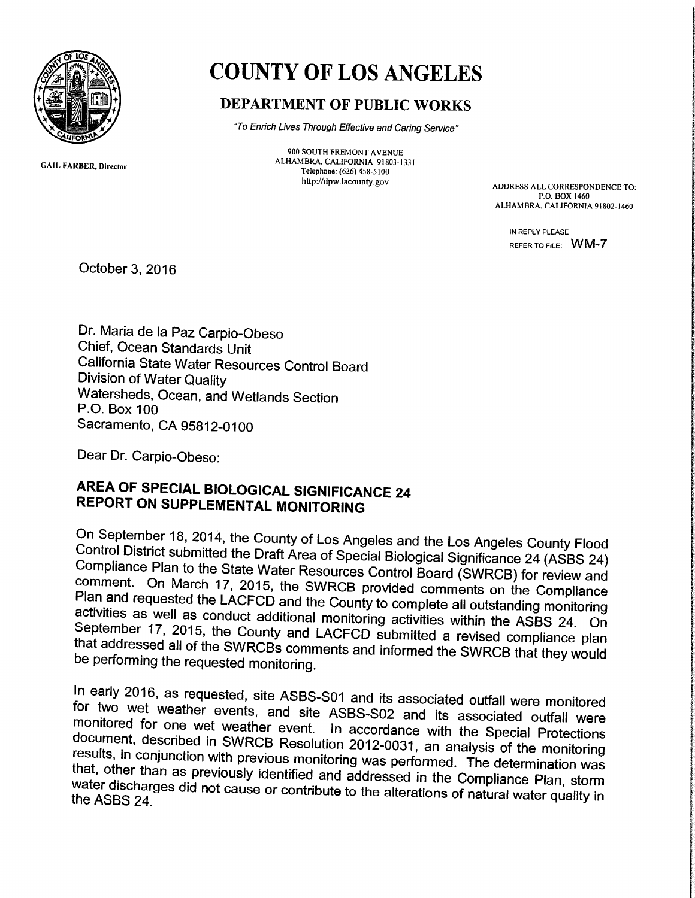# COUNTY OF LOS ANGELES

## DEPARTMENT OF PUBLIC WORKS

*"To Enrich Lives Through Effective and Caring Service"*

900 SOUTH FREMONT AVENUE
ALHAMBRA, CALIFORNIA 91803-1331
Telephone: (626) 458-5100
http://dpw.lacounty.gov

GAIL FARBER, Director

ADDRESS ALL CORRESPONDENCE TO:
P.O. BOX 1460
ALHAMBRA, CALIFORNIA 91802-1460

IN REPLY PLEASE
REFER TO FILE: WM-7

October 3, 2016

Dr. Maria de la Paz Carpio-Obeso
Chief, Ocean Standards Unit
California State Water Resources Control Board
Division of Water Quality
Watersheds, Ocean, and Wetlands Section
P.O. Box 100
Sacramento, CA 95812-0100

Dear Dr. Carpio-Obeso:

**AREA OF SPECIAL BIOLOGICAL SIGNIFICANCE 24**
**REPORT ON SUPPLEMENTAL MONITORING**

On September 18, 2014, the County of Los Angeles and the Los Angeles County Flood Control District submitted the Draft Area of Special Biological Significance 24 (ASBS 24) Compliance Plan to the State Water Resources Control Board (SWRCB) for review and comment. On March 17, 2015, the SWRCB provided comments on the Compliance Plan and requested the LACFCD and the County to complete all outstanding monitoring activities as well as conduct additional monitoring activities within the ASBS 24. On September 17, 2015, the County and LACFCD submitted a revised compliance plan that addressed all of the SWRCBs comments and informed the SWRCB that they would be performing the requested monitoring.

In early 2016, as requested, site ASBS-S01 and its associated outfall were monitored for two wet weather events, and site ASBS-S02 and its associated outfall were monitored for one wet weather event. In accordance with the Special Protections document, described in SWRCB Resolution 2012-0031, an analysis of the monitoring results, in conjunction with previous monitoring was performed. The determination was that, other than as previously identified and addressed in the Compliance Plan, storm water discharges did not cause or contribute to the alterations of natural water quality in the ASBS 24.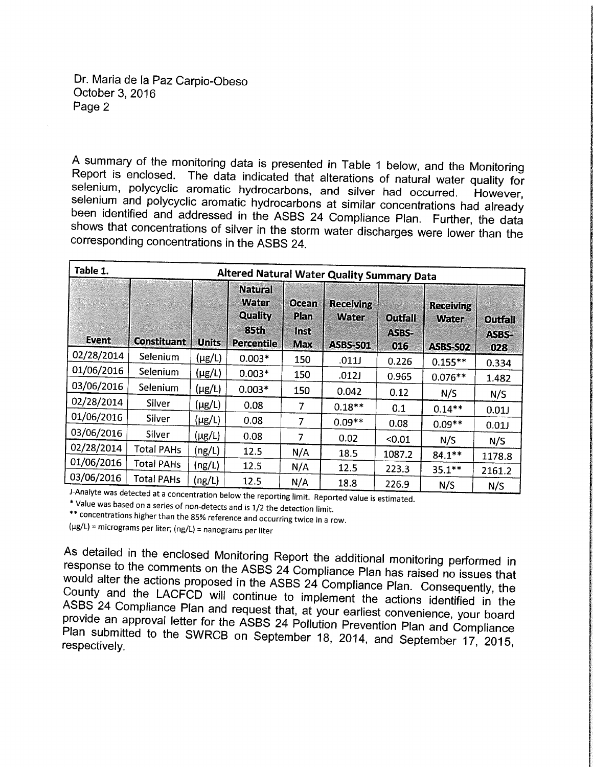Dr. Maria de la Paz Carpio-Obeso
October 3, 2016
Page 2

A summary of the monitoring data is presented in Table 1 below, and the Monitoring Report is enclosed. The data indicated that alterations of natural water quality for selenium, polycyclic aromatic hydrocarbons, and silver had occurred. However, selenium and polycyclic aromatic hydrocarbons at similar concentrations had already been identified and addressed in the ASBS 24 Compliance Plan. Further, the data shows that concentrations of silver in the storm water discharges were lower than the corresponding concentrations in the ASBS 24.

**Table 1. Altered Natural Water Quality Summary Data**

| Event | Constituant | Units | Natural Water Quality 85th Percentile | Ocean Plan Inst Max | Receiving Water ASBS-S01 | Outfall ASBS-016 | Receiving Water ASBS-S02 | Outfall ASBS-028 |
|---|---|---|---|---|---|---|---|---|
| 02/28/2014 | Selenium | (μg/L) | 0.003* | 150 | .011J | 0.226 | 0.155** | 0.334 |
| 01/06/2016 | Selenium | (μg/L) | 0.003* | 150 | .012J | 0.965 | 0.076** | 1.482 |
| 03/06/2016 | Selenium | (μg/L) | 0.003* | 150 | 0.042 | 0.12 | N/S | N/S |
| 02/28/2014 | Silver | (μg/L) | 0.08 | 7 | 0.18** | 0.1 | 0.14** | 0.01J |
| 01/06/2016 | Silver | (μg/L) | 0.08 | 7 | 0.09** | 0.08 | 0.09** | 0.01J |
| 03/06/2016 | Silver | (μg/L) | 0.08 | 7 | 0.02 | <0.01 | N/S | N/S |
| 02/28/2014 | Total PAHs | (ng/L) | 12.5 | N/A | 18.5 | 1087.2 | 84.1** | 1178.8 |
| 01/06/2016 | Total PAHs | (ng/L) | 12.5 | N/A | 12.5 | 223.3 | 35.1** | 2161.2 |
| 03/06/2016 | Total PAHs | (ng/L) | 12.5 | N/A | 18.8 | 226.9 | N/S | N/S |

J-Analyte was detected at a concentration below the reporting limit. Reported value is estimated.
* Value was based on a series of non-detects and is 1/2 the detection limit.
** concentrations higher than the 85% reference and occurring twice in a row.
(μg/L) = micrograms per liter; (ng/L) = nanograms per liter

As detailed in the enclosed Monitoring Report the additional monitoring performed in response to the comments on the ASBS 24 Compliance Plan has raised no issues that would alter the actions proposed in the ASBS 24 Compliance Plan. Consequently, the County and the LACFCD will continue to implement the actions identified in the ASBS 24 Compliance Plan and request that, at your earliest convenience, your board provide an approval letter for the ASBS 24 Pollution Prevention Plan and Compliance Plan submitted to the SWRCB on September 18, 2014, and September 17, 2015, respectively.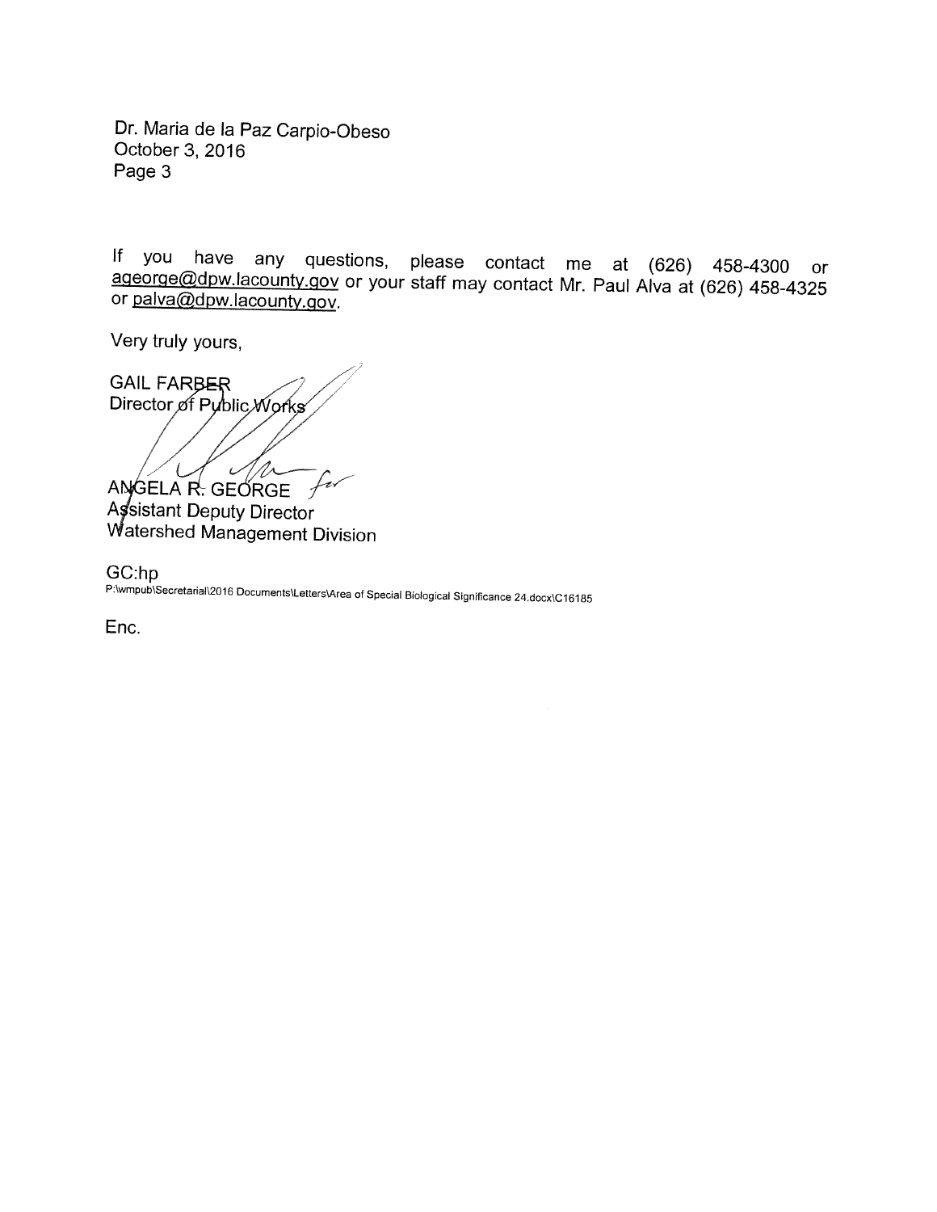If you have any questions, please contact me at (626) 458-4300 or ageorge@dpw.lacounty.gov or your staff may contact Mr. Paul Alva at (626) 458-4325 or palva@dpw.lacounty.gov.

Very truly yours,

GAIL FARBER
Director of Public Works

ANGELA R. GEORGE *for*
Assistant Deputy Director
Watershed Management Division

GC:hp
P:\wmpub\Secretarial\2016 Documents\Letters\Area of Special Biological Significance 24.docx\C16185

Enc.